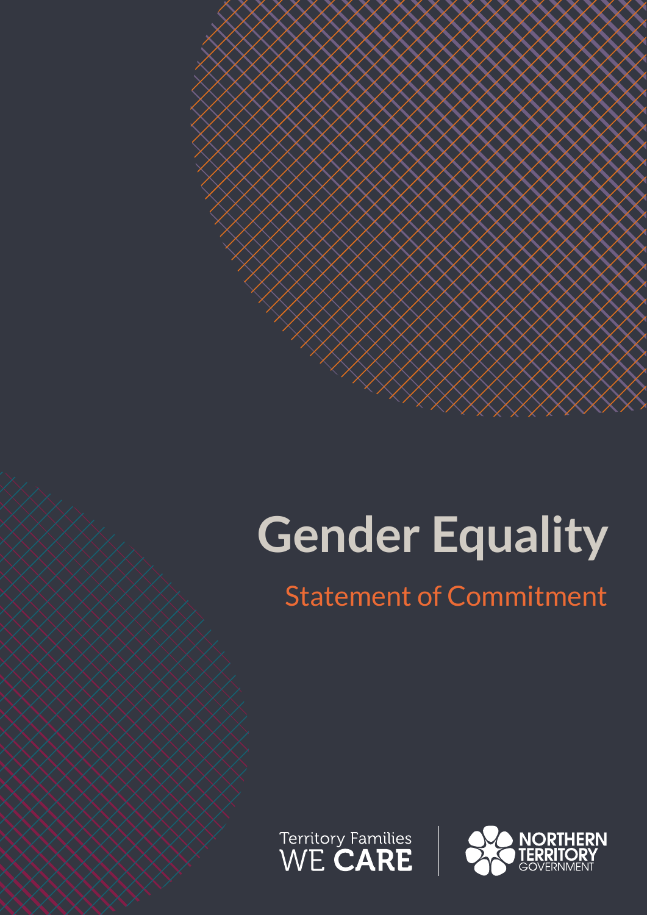# Gender Equality

## Statement of Commitment

Territory Families WE **CARE**

NORTHERN TERRITORY GOVERNMENT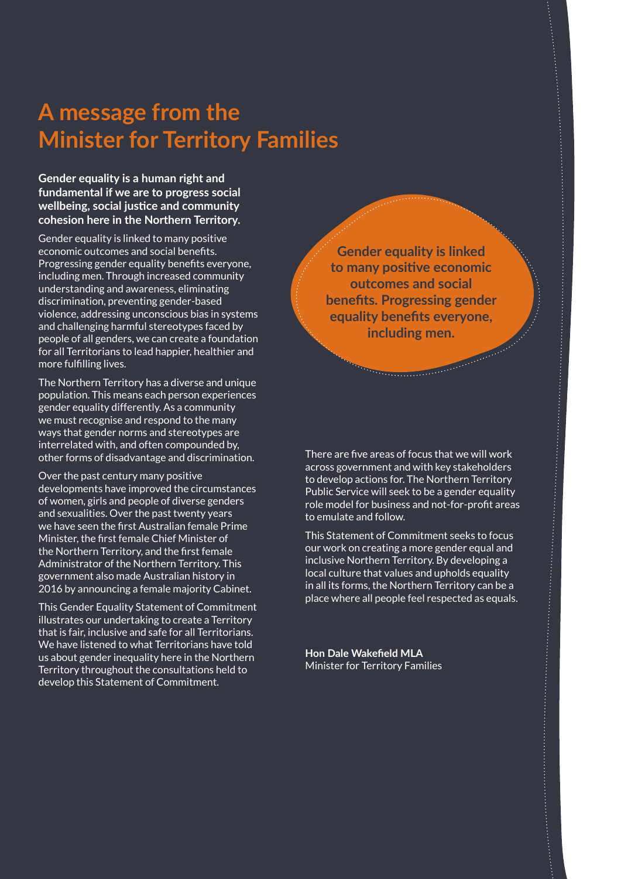# A message from the Minister for Territory Families

**Gender equality is a human right and fundamental if we are to progress social wellbeing, social justice and community cohesion here in the Northern Territory.**

Gender equality is linked to many positive economic outcomes and social benefits. Progressing gender equality benefits everyone, including men. Through increased community understanding and awareness, eliminating discrimination, preventing gender-based violence, addressing unconscious bias in systems and challenging harmful stereotypes faced by people of all genders, we can create a foundation for all Territorians to lead happier, healthier and more fulfilling lives.

The Northern Territory has a diverse and unique population. This means each person experiences gender equality differently. As a community we must recognise and respond to the many ways that gender norms and stereotypes are interrelated with, and often compounded by, other forms of disadvantage and discrimination.

Over the past century many positive developments have improved the circumstances of women, girls and people of diverse genders and sexualities. Over the past twenty years we have seen the first Australian female Prime Minister, the first female Chief Minister of the Northern Territory, and the first female Administrator of the Northern Territory. This government also made Australian history in 2016 by announcing a female majority Cabinet.

This Gender Equality Statement of Commitment illustrates our undertaking to create a Territory that is fair, inclusive and safe for all Territorians. We have listened to what Territorians have told us about gender inequality here in the Northern Territory throughout the consultations held to develop this Statement of Commitment.

**Gender equality is linked to many positive economic outcomes and social benefits. Progressing gender equality benefits everyone, including men.**

There are five areas of focus that we will work across government and with key stakeholders to develop actions for. The Northern Territory Public Service will seek to be a gender equality role model for business and not-for-profit areas to emulate and follow.

This Statement of Commitment seeks to focus our work on creating a more gender equal and inclusive Northern Territory. By developing a local culture that values and upholds equality in all its forms, the Northern Territory can be a place where all people feel respected as equals.

**Hon Dale Wakefield MLA**
Minister for Territory Families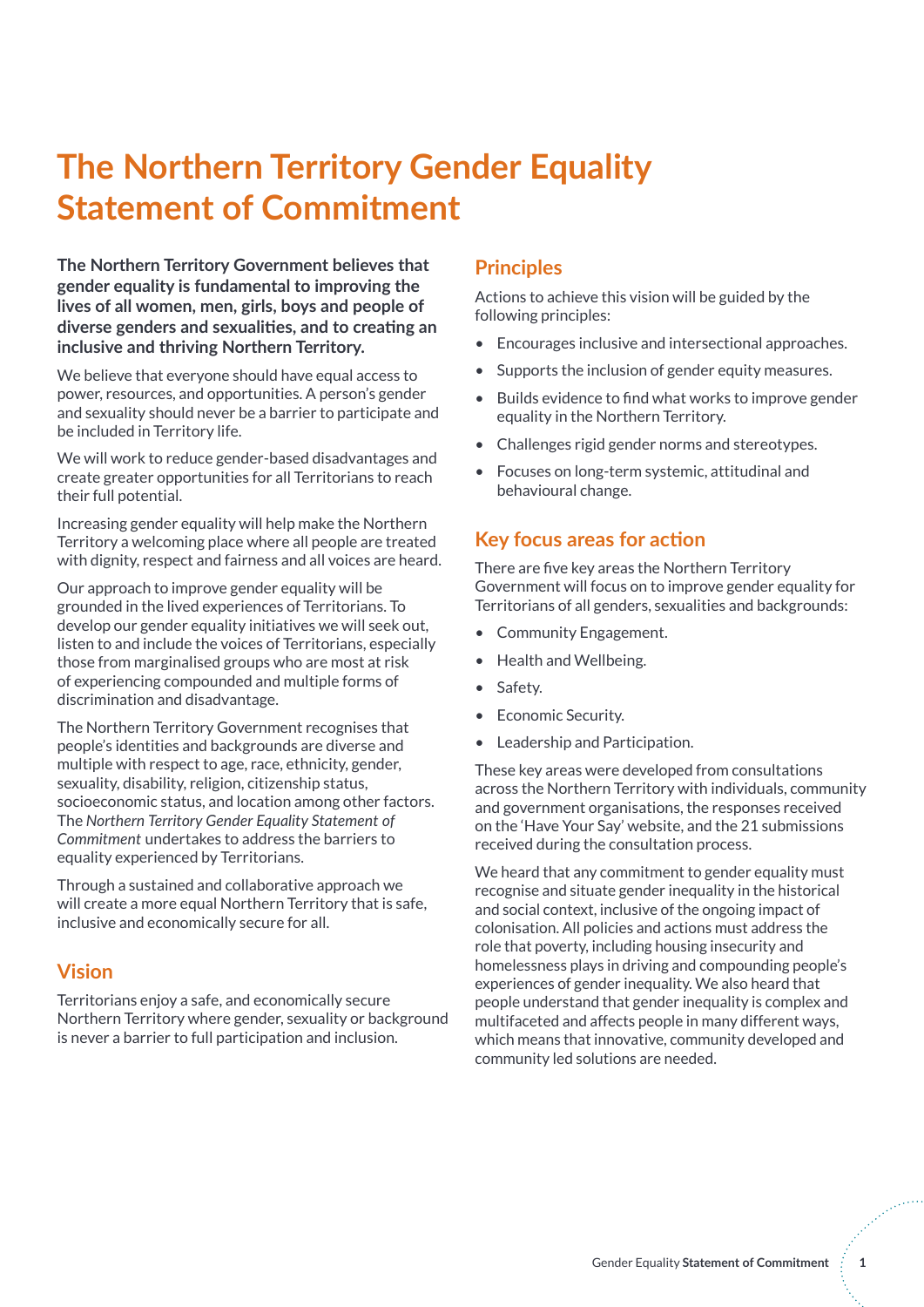# The Northern Territory Gender Equality Statement of Commitment

**The Northern Territory Government believes that gender equality is fundamental to improving the lives of all women, men, girls, boys and people of diverse genders and sexualities, and to creating an inclusive and thriving Northern Territory.**

We believe that everyone should have equal access to power, resources, and opportunities. A person's gender and sexuality should never be a barrier to participate and be included in Territory life.

We will work to reduce gender-based disadvantages and create greater opportunities for all Territorians to reach their full potential.

Increasing gender equality will help make the Northern Territory a welcoming place where all people are treated with dignity, respect and fairness and all voices are heard.

Our approach to improve gender equality will be grounded in the lived experiences of Territorians. To develop our gender equality initiatives we will seek out, listen to and include the voices of Territorians, especially those from marginalised groups who are most at risk of experiencing compounded and multiple forms of discrimination and disadvantage.

The Northern Territory Government recognises that people's identities and backgrounds are diverse and multiple with respect to age, race, ethnicity, gender, sexuality, disability, religion, citizenship status, socioeconomic status, and location among other factors. The *Northern Territory Gender Equality Statement of Commitment* undertakes to address the barriers to equality experienced by Territorians.

Through a sustained and collaborative approach we will create a more equal Northern Territory that is safe, inclusive and economically secure for all.

## Vision

Territorians enjoy a safe, and economically secure Northern Territory where gender, sexuality or background is never a barrier to full participation and inclusion.

## Principles

Actions to achieve this vision will be guided by the following principles:

- Encourages inclusive and intersectional approaches.
- Supports the inclusion of gender equity measures.
- Builds evidence to find what works to improve gender equality in the Northern Territory.
- Challenges rigid gender norms and stereotypes.
- Focuses on long-term systemic, attitudinal and behavioural change.

## Key focus areas for action

There are five key areas the Northern Territory Government will focus on to improve gender equality for Territorians of all genders, sexualities and backgrounds:

- Community Engagement.
- Health and Wellbeing.
- Safety.
- Economic Security.
- Leadership and Participation.

These key areas were developed from consultations across the Northern Territory with individuals, community and government organisations, the responses received on the 'Have Your Say' website, and the 21 submissions received during the consultation process.

We heard that any commitment to gender equality must recognise and situate gender inequality in the historical and social context, inclusive of the ongoing impact of colonisation. All policies and actions must address the role that poverty, including housing insecurity and homelessness plays in driving and compounding people's experiences of gender inequality. We also heard that people understand that gender inequality is complex and multifaceted and affects people in many different ways, which means that innovative, community developed and community led solutions are needed.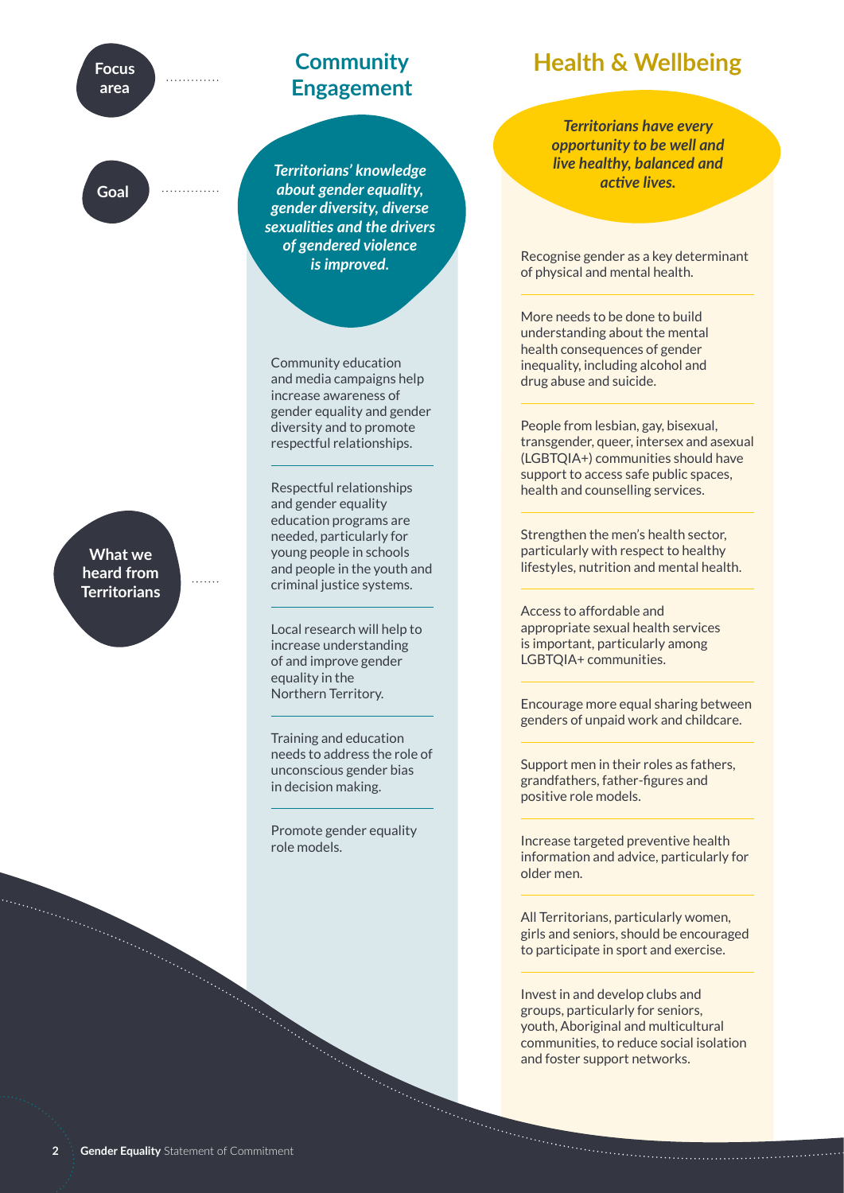## Community Engagement

**Focus area:** Community Engagement

**Goal:** *Territorians' knowledge about gender equality, gender diversity, diverse sexualities and the drivers of gendered violence is improved.*

**What we heard from Territorians:**

Community education and media campaigns help increase awareness of gender equality and gender diversity and to promote respectful relationships.

Respectful relationships and gender equality education programs are needed, particularly for young people in schools and people in the youth and criminal justice systems.

Local research will help to increase understanding of and improve gender equality in the Northern Territory.

Training and education needs to address the role of unconscious gender bias in decision making.

Promote gender equality role models.

## Health & Wellbeing

**Focus area:** Health & Wellbeing

**Goal:** *Territorians have every opportunity to be well and live healthy, balanced and active lives.*

**What we heard from Territorians:**

Recognise gender as a key determinant of physical and mental health.

More needs to be done to build understanding about the mental health consequences of gender inequality, including alcohol and drug abuse and suicide.

People from lesbian, gay, bisexual, transgender, queer, intersex and asexual (LGBTQIA+) communities should have support to access safe public spaces, health and counselling services.

Strengthen the men's health sector, particularly with respect to healthy lifestyles, nutrition and mental health.

Access to affordable and appropriate sexual health services is important, particularly among LGBTQIA+ communities.

Encourage more equal sharing between genders of unpaid work and childcare.

Support men in their roles as fathers, grandfathers, father-figures and positive role models.

Increase targeted preventive health information and advice, particularly for older men.

All Territorians, particularly women, girls and seniors, should be encouraged to participate in sport and exercise.

Invest in and develop clubs and groups, particularly for seniors, youth, Aboriginal and multicultural communities, to reduce social isolation and foster support networks.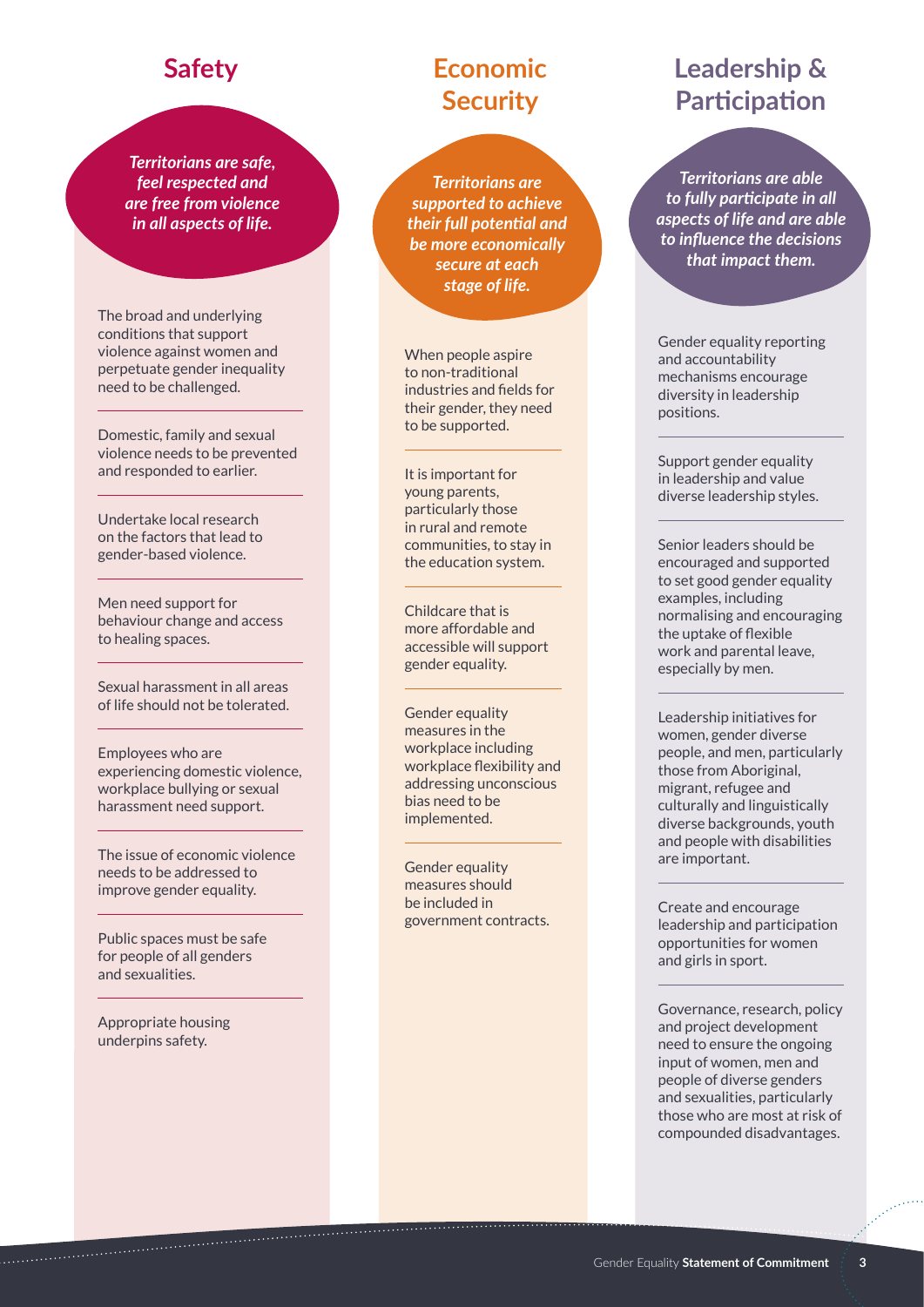## Safety

*Territorians are safe, feel respected and are free from violence in all aspects of life.*

The broad and underlying conditions that support violence against women and perpetuate gender inequality need to be challenged.

Domestic, family and sexual violence needs to be prevented and responded to earlier.

Undertake local research on the factors that lead to gender-based violence.

Men need support for behaviour change and access to healing spaces.

Sexual harassment in all areas of life should not be tolerated.

Employees who are experiencing domestic violence, workplace bullying or sexual harassment need support.

The issue of economic violence needs to be addressed to improve gender equality.

Public spaces must be safe for people of all genders and sexualities.

Appropriate housing underpins safety.

## Economic Security

*Territorians are supported to achieve their full potential and be more economically secure at each stage of life.*

When people aspire to non-traditional industries and fields for their gender, they need to be supported.

It is important for young parents, particularly those in rural and remote communities, to stay in the education system.

Childcare that is more affordable and accessible will support gender equality.

Gender equality measures in the workplace including workplace flexibility and addressing unconscious bias need to be implemented.

Gender equality measures should be included in government contracts.

## Leadership & Participation

*Territorians are able to fully participate in all aspects of life and are able to influence the decisions that impact them.*

Gender equality reporting and accountability mechanisms encourage diversity in leadership positions.

Support gender equality in leadership and value diverse leadership styles.

Senior leaders should be encouraged and supported to set good gender equality examples, including normalising and encouraging the uptake of flexible work and parental leave, especially by men.

Leadership initiatives for women, gender diverse people, and men, particularly those from Aboriginal, migrant, refugee and culturally and linguistically diverse backgrounds, youth and people with disabilities are important.

Create and encourage leadership and participation opportunities for women and girls in sport.

Governance, research, policy and project development need to ensure the ongoing input of women, men and people of diverse genders and sexualities, particularly those who are most at risk of compounded disadvantages.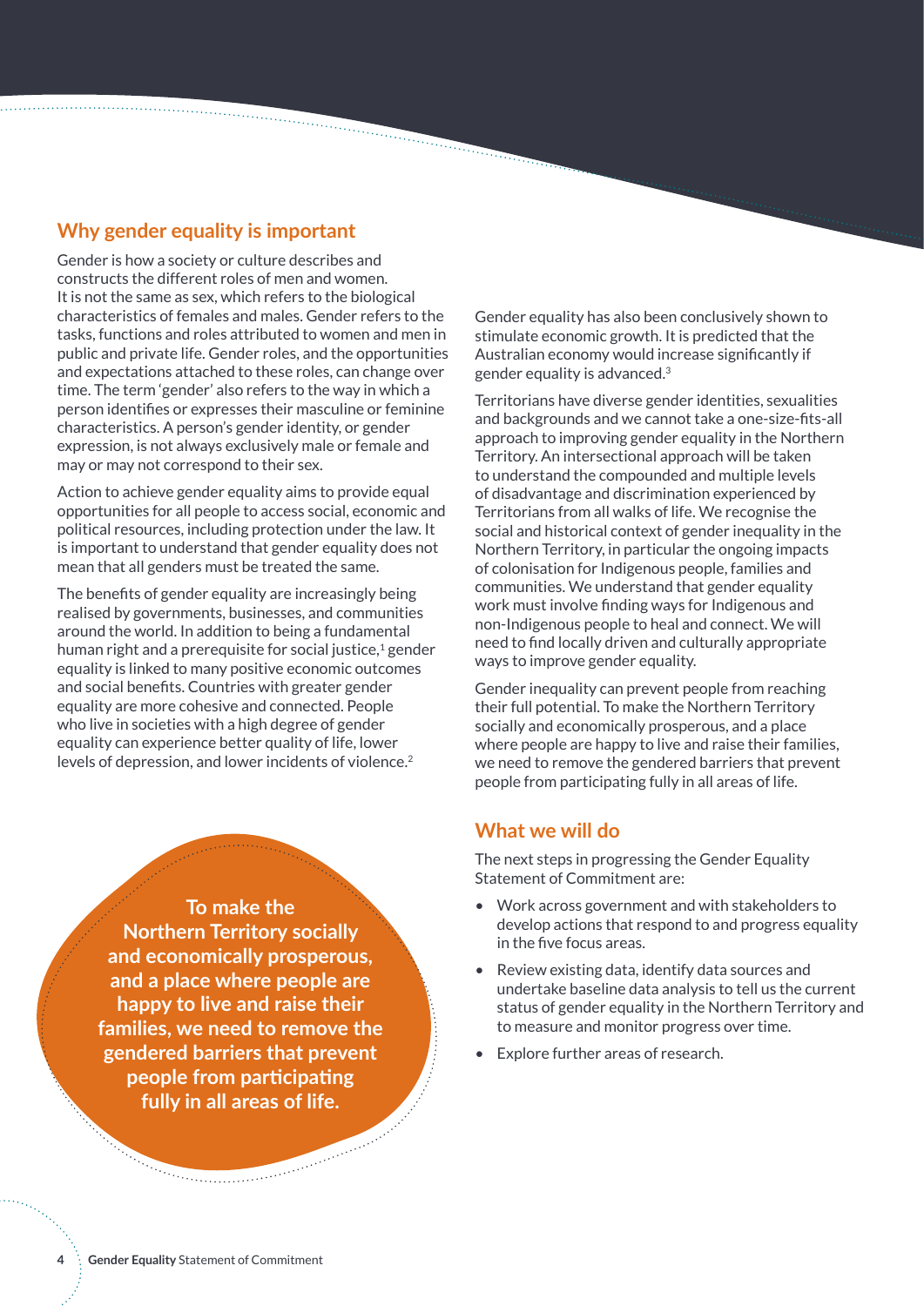## Why gender equality is important

Gender is how a society or culture describes and constructs the different roles of men and women. It is not the same as sex, which refers to the biological characteristics of females and males. Gender refers to the tasks, functions and roles attributed to women and men in public and private life. Gender roles, and the opportunities and expectations attached to these roles, can change over time. The term 'gender' also refers to the way in which a person identifies or expresses their masculine or feminine characteristics. A person's gender identity, or gender expression, is not always exclusively male or female and may or may not correspond to their sex.

Action to achieve gender equality aims to provide equal opportunities for all people to access social, economic and political resources, including protection under the law. It is important to understand that gender equality does not mean that all genders must be treated the same.

The benefits of gender equality are increasingly being realised by governments, businesses, and communities around the world. In addition to being a fundamental human right and a prerequisite for social justice,[1] gender equality is linked to many positive economic outcomes and social benefits. Countries with greater gender equality are more cohesive and connected. People who live in societies with a high degree of gender equality can experience better quality of life, lower levels of depression, and lower incidents of violence.[2]

**To make the Northern Territory socially and economically prosperous, and a place where people are happy to live and raise their families, we need to remove the gendered barriers that prevent people from participating fully in all areas of life.**

Gender equality has also been conclusively shown to stimulate economic growth. It is predicted that the Australian economy would increase significantly if gender equality is advanced.[3]

Territorians have diverse gender identities, sexualities and backgrounds and we cannot take a one-size-fits-all approach to improving gender equality in the Northern Territory. An intersectional approach will be taken to understand the compounded and multiple levels of disadvantage and discrimination experienced by Territorians from all walks of life. We recognise the social and historical context of gender inequality in the Northern Territory, in particular the ongoing impacts of colonisation for Indigenous people, families and communities. We understand that gender equality work must involve finding ways for Indigenous and non-Indigenous people to heal and connect. We will need to find locally driven and culturally appropriate ways to improve gender equality.

Gender inequality can prevent people from reaching their full potential. To make the Northern Territory socially and economically prosperous, and a place where people are happy to live and raise their families, we need to remove the gendered barriers that prevent people from participating fully in all areas of life.

## What we will do

The next steps in progressing the Gender Equality Statement of Commitment are:

- Work across government and with stakeholders to develop actions that respond to and progress equality in the five focus areas.
- Review existing data, identify data sources and undertake baseline data analysis to tell us the current status of gender equality in the Northern Territory and to measure and monitor progress over time.
- Explore further areas of research.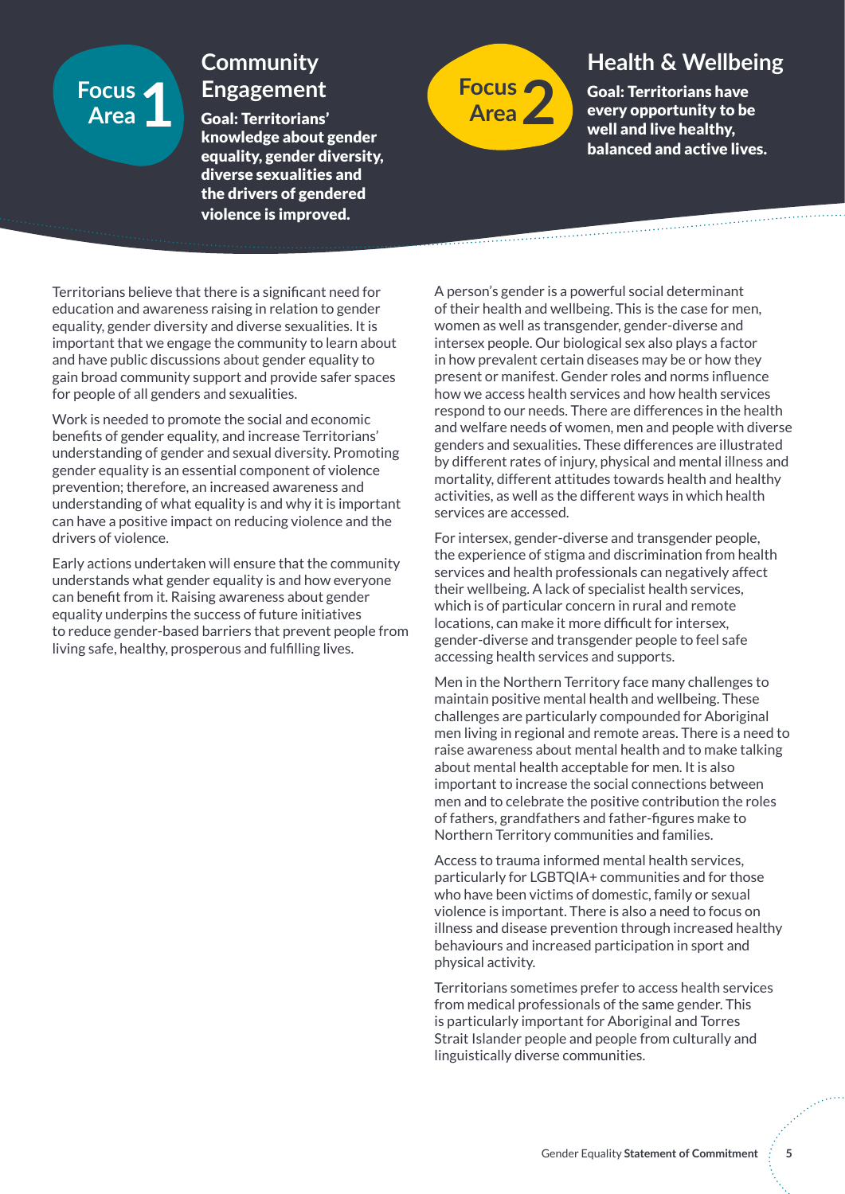## Focus Area 1: Community Engagement

**Goal: Territorians' knowledge about gender equality, gender diversity, diverse sexualities and the drivers of gendered violence is improved.**

Territorians believe that there is a significant need for education and awareness raising in relation to gender equality, gender diversity and diverse sexualities. It is important that we engage the community to learn about and have public discussions about gender equality to gain broad community support and provide safer spaces for people of all genders and sexualities.

Work is needed to promote the social and economic benefits of gender equality, and increase Territorians' understanding of gender and sexual diversity. Promoting gender equality is an essential component of violence prevention; therefore, an increased awareness and understanding of what equality is and why it is important can have a positive impact on reducing violence and the drivers of violence.

Early actions undertaken will ensure that the community understands what gender equality is and how everyone can benefit from it. Raising awareness about gender equality underpins the success of future initiatives to reduce gender-based barriers that prevent people from living safe, healthy, prosperous and fulfilling lives.

## Focus Area 2: Health & Wellbeing

**Goal: Territorians have every opportunity to be well and live healthy, balanced and active lives.**

A person's gender is a powerful social determinant of their health and wellbeing. This is the case for men, women as well as transgender, gender-diverse and intersex people. Our biological sex also plays a factor in how prevalent certain diseases may be or how they present or manifest. Gender roles and norms influence how we access health services and how health services respond to our needs. There are differences in the health and welfare needs of women, men and people with diverse genders and sexualities. These differences are illustrated by different rates of injury, physical and mental illness and mortality, different attitudes towards health and healthy activities, as well as the different ways in which health services are accessed.

For intersex, gender-diverse and transgender people, the experience of stigma and discrimination from health services and health professionals can negatively affect their wellbeing. A lack of specialist health services, which is of particular concern in rural and remote locations, can make it more difficult for intersex, gender-diverse and transgender people to feel safe accessing health services and supports.

Men in the Northern Territory face many challenges to maintain positive mental health and wellbeing. These challenges are particularly compounded for Aboriginal men living in regional and remote areas. There is a need to raise awareness about mental health and to make talking about mental health acceptable for men. It is also important to increase the social connections between men and to celebrate the positive contribution the roles of fathers, grandfathers and father-figures make to Northern Territory communities and families.

Access to trauma informed mental health services, particularly for LGBTQIA+ communities and for those who have been victims of domestic, family or sexual violence is important. There is also a need to focus on illness and disease prevention through increased healthy behaviours and increased participation in sport and physical activity.

Territorians sometimes prefer to access health services from medical professionals of the same gender. This is particularly important for Aboriginal and Torres Strait Islander people and people from culturally and linguistically diverse communities.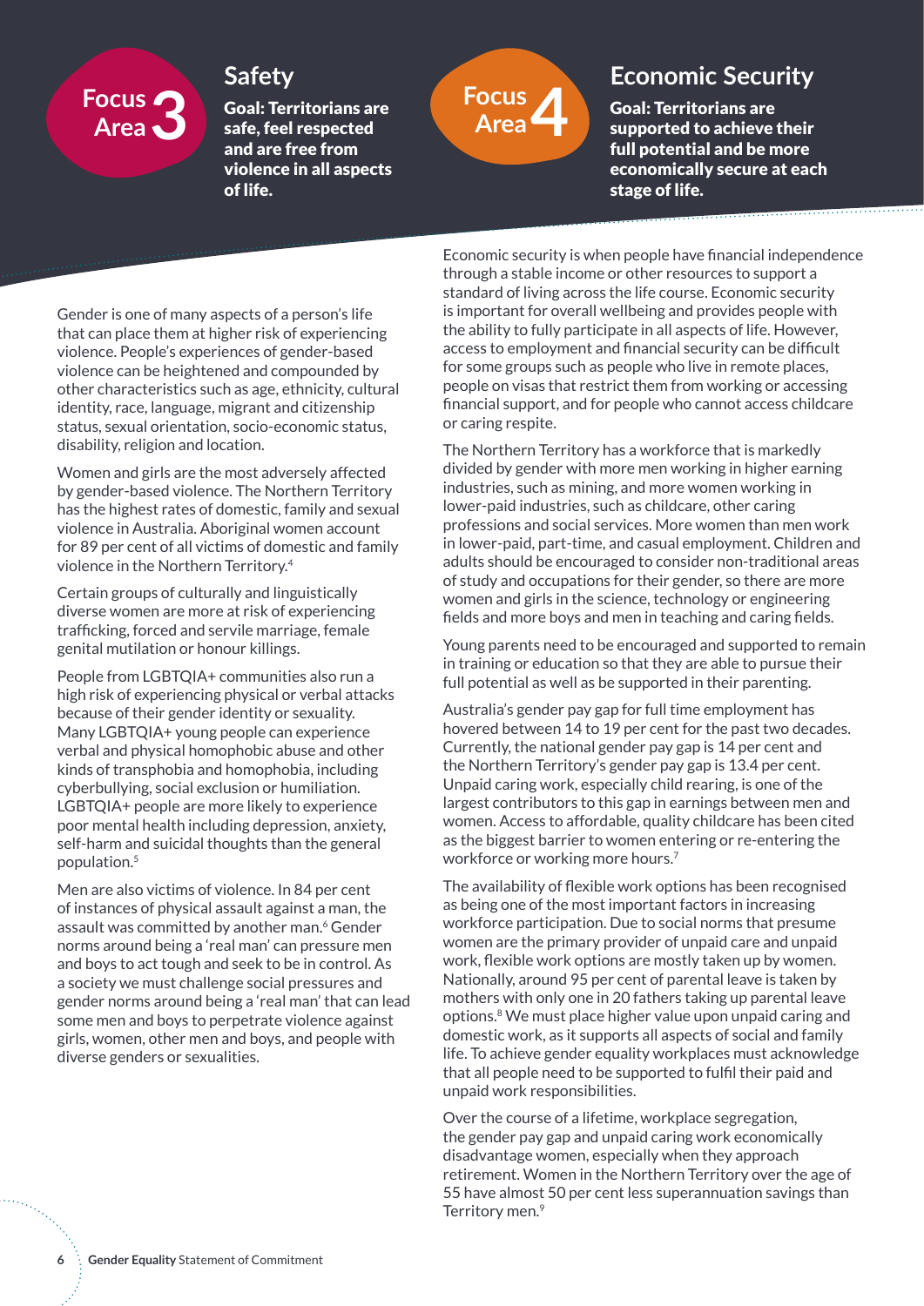## Focus Area 3: Safety

**Goal: Territorians are safe, feel respected and are free from violence in all aspects of life.**

Gender is one of many aspects of a person's life that can place them at higher risk of experiencing violence. People's experiences of gender-based violence can be heightened and compounded by other characteristics such as age, ethnicity, cultural identity, race, language, migrant and citizenship status, sexual orientation, socio-economic status, disability, religion and location.

Women and girls are the most adversely affected by gender-based violence. The Northern Territory has the highest rates of domestic, family and sexual violence in Australia. Aboriginal women account for 89 per cent of all victims of domestic and family violence in the Northern Territory.[4]

Certain groups of culturally and linguistically diverse women are more at risk of experiencing trafficking, forced and servile marriage, female genital mutilation or honour killings.

People from LGBTQIA+ communities also run a high risk of experiencing physical or verbal attacks because of their gender identity or sexuality. Many LGBTQIA+ young people can experience verbal and physical homophobic abuse and other kinds of transphobia and homophobia, including cyberbullying, social exclusion or humiliation. LGBTQIA+ people are more likely to experience poor mental health including depression, anxiety, self-harm and suicidal thoughts than the general population.[5]

Men are also victims of violence. In 84 per cent of instances of physical assault against a man, the assault was committed by another man.[6] Gender norms around being a 'real man' can pressure men and boys to act tough and seek to be in control. As a society we must challenge social pressures and gender norms around being a 'real man' that can lead some men and boys to perpetrate violence against girls, women, other men and boys, and people with diverse genders or sexualities.

## Focus Area 4: Economic Security

**Goal: Territorians are supported to achieve their full potential and be more economically secure at each stage of life.**

Economic security is when people have financial independence through a stable income or other resources to support a standard of living across the life course. Economic security is important for overall wellbeing and provides people with the ability to fully participate in all aspects of life. However, access to employment and financial security can be difficult for some groups such as people who live in remote places, people on visas that restrict them from working or accessing financial support, and for people who cannot access childcare or caring respite.

The Northern Territory has a workforce that is markedly divided by gender with more men working in higher earning industries, such as mining, and more women working in lower-paid industries, such as childcare, other caring professions and social services. More women than men work in lower-paid, part-time, and casual employment. Children and adults should be encouraged to consider non-traditional areas of study and occupations for their gender, so there are more women and girls in the science, technology or engineering fields and more boys and men in teaching and caring fields.

Young parents need to be encouraged and supported to remain in training or education so that they are able to pursue their full potential as well as be supported in their parenting.

Australia's gender pay gap for full time employment has hovered between 14 to 19 per cent for the past two decades. Currently, the national gender pay gap is 14 per cent and the Northern Territory's gender pay gap is 13.4 per cent. Unpaid caring work, especially child rearing, is one of the largest contributors to this gap in earnings between men and women. Access to affordable, quality childcare has been cited as the biggest barrier to women entering or re-entering the workforce or working more hours.[7]

The availability of flexible work options has been recognised as being one of the most important factors in increasing workforce participation. Due to social norms that presume women are the primary provider of unpaid care and unpaid work, flexible work options are mostly taken up by women. Nationally, around 95 per cent of parental leave is taken by mothers with only one in 20 fathers taking up parental leave options.[8] We must place higher value upon unpaid caring and domestic work, as it supports all aspects of social and family life. To achieve gender equality workplaces must acknowledge that all people need to be supported to fulfil their paid and unpaid work responsibilities.

Over the course of a lifetime, workplace segregation, the gender pay gap and unpaid caring work economically disadvantage women, especially when they approach retirement. Women in the Northern Territory over the age of 55 have almost 50 per cent less superannuation savings than Territory men.[9]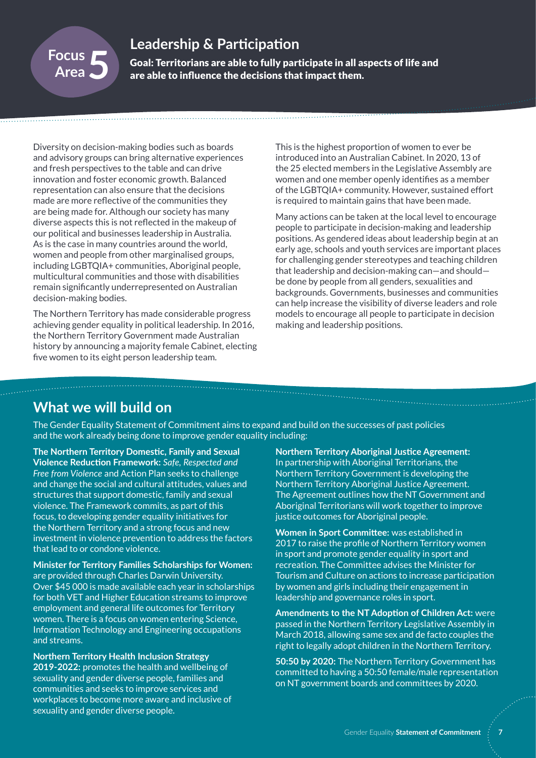# Focus Area 5

## Leadership & Participation

**Goal: Territorians are able to fully participate in all aspects of life and are able to influence the decisions that impact them.**

Diversity on decision-making bodies such as boards and advisory groups can bring alternative experiences and fresh perspectives to the table and can drive innovation and foster economic growth. Balanced representation can also ensure that the decisions made are more reflective of the communities they are being made for. Although our society has many diverse aspects this is not reflected in the makeup of our political and businesses leadership in Australia. As is the case in many countries around the world, women and people from other marginalised groups, including LGBTQIA+ communities, Aboriginal people, multicultural communities and those with disabilities remain significantly underrepresented on Australian decision-making bodies.

The Northern Territory has made considerable progress achieving gender equality in political leadership. In 2016, the Northern Territory Government made Australian history by announcing a majority female Cabinet, electing five women to its eight person leadership team. This is the highest proportion of women to ever be introduced into an Australian Cabinet. In 2020, 13 of the 25 elected members in the Legislative Assembly are women and one member openly identifies as a member of the LGBTQIA+ community. However, sustained effort is required to maintain gains that have been made.

Many actions can be taken at the local level to encourage people to participate in decision-making and leadership positions. As gendered ideas about leadership begin at an early age, schools and youth services are important places for challenging gender stereotypes and teaching children that leadership and decision-making can—and should—be done by people from all genders, sexualities and backgrounds. Governments, businesses and communities can help increase the visibility of diverse leaders and role models to encourage all people to participate in decision making and leadership positions.

## What we will build on

The Gender Equality Statement of Commitment aims to expand and build on the successes of past policies and the work already being done to improve gender equality including:

**The Northern Territory Domestic, Family and Sexual Violence Reduction Framework:** *Safe, Respected and Free from Violence* and Action Plan seeks to challenge and change the social and cultural attitudes, values and structures that support domestic, family and sexual violence. The Framework commits, as part of this focus, to developing gender equality initiatives for the Northern Territory and a strong focus and new investment in violence prevention to address the factors that lead to or condone violence.

**Minister for Territory Families Scholarships for Women:** are provided through Charles Darwin University. Over $45 000 is made available each year in scholarships for both VET and Higher Education streams to improve employment and general life outcomes for Territory women. There is a focus on women entering Science, Information Technology and Engineering occupations and streams.

**Northern Territory Health Inclusion Strategy 2019-2022:** promotes the health and wellbeing of sexuality and gender diverse people, families and communities and seeks to improve services and workplaces to become more aware and inclusive of sexuality and gender diverse people.

**Northern Territory Aboriginal Justice Agreement:** In partnership with Aboriginal Territorians, the Northern Territory Government is developing the Northern Territory Aboriginal Justice Agreement. The Agreement outlines how the NT Government and Aboriginal Territorians will work together to improve justice outcomes for Aboriginal people.

**Women in Sport Committee:** was established in 2017 to raise the profile of Northern Territory women in sport and promote gender equality in sport and recreation. The Committee advises the Minister for Tourism and Culture on actions to increase participation by women and girls including their engagement in leadership and governance roles in sport.

**Amendments to the NT Adoption of Children Act:** were passed in the Northern Territory Legislative Assembly in March 2018, allowing same sex and de facto couples the right to legally adopt children in the Northern Territory.

**50:50 by 2020:** The Northern Territory Government has committed to having a 50:50 female/male representation on NT government boards and committees by 2020.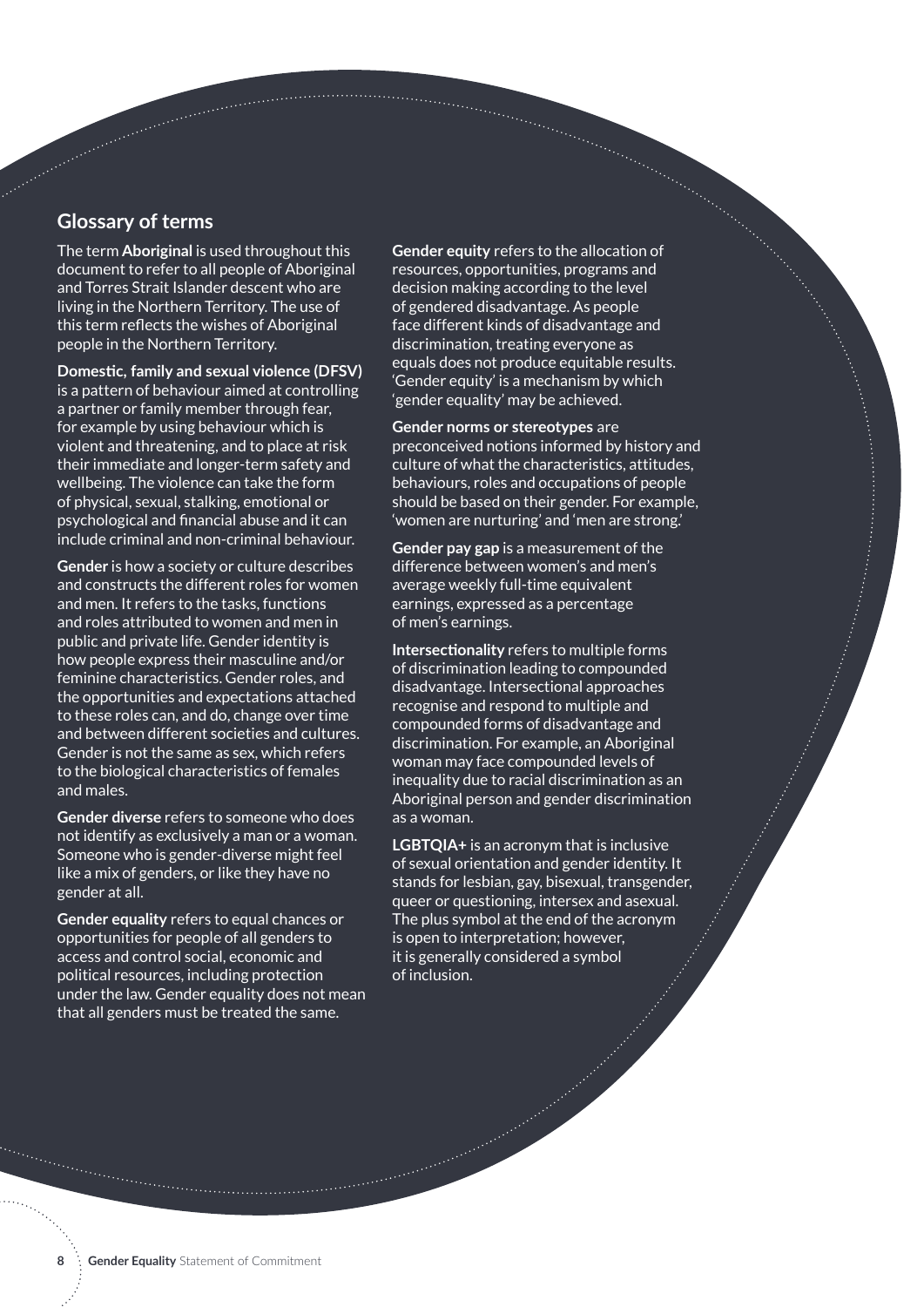## Glossary of terms

The term **Aboriginal** is used throughout this document to refer to all people of Aboriginal and Torres Strait Islander descent who are living in the Northern Territory. The use of this term reflects the wishes of Aboriginal people in the Northern Territory.

**Domestic, family and sexual violence (DFSV)** is a pattern of behaviour aimed at controlling a partner or family member through fear, for example by using behaviour which is violent and threatening, and to place at risk their immediate and longer-term safety and wellbeing. The violence can take the form of physical, sexual, stalking, emotional or psychological and financial abuse and it can include criminal and non-criminal behaviour.

**Gender** is how a society or culture describes and constructs the different roles for women and men. It refers to the tasks, functions and roles attributed to women and men in public and private life. Gender identity is how people express their masculine and/or feminine characteristics. Gender roles, and the opportunities and expectations attached to these roles can, and do, change over time and between different societies and cultures. Gender is not the same as sex, which refers to the biological characteristics of females and males.

**Gender diverse** refers to someone who does not identify as exclusively a man or a woman. Someone who is gender-diverse might feel like a mix of genders, or like they have no gender at all.

**Gender equality** refers to equal chances or opportunities for people of all genders to access and control social, economic and political resources, including protection under the law. Gender equality does not mean that all genders must be treated the same.

**Gender equity** refers to the allocation of resources, opportunities, programs and decision making according to the level of gendered disadvantage. As people face different kinds of disadvantage and discrimination, treating everyone as equals does not produce equitable results. 'Gender equity' is a mechanism by which 'gender equality' may be achieved.

**Gender norms or stereotypes** are preconceived notions informed by history and culture of what the characteristics, attitudes, behaviours, roles and occupations of people should be based on their gender. For example, 'women are nurturing' and 'men are strong.'

**Gender pay gap** is a measurement of the difference between women's and men's average weekly full-time equivalent earnings, expressed as a percentage of men's earnings.

**Intersectionality** refers to multiple forms of discrimination leading to compounded disadvantage. Intersectional approaches recognise and respond to multiple and compounded forms of disadvantage and discrimination. For example, an Aboriginal woman may face compounded levels of inequality due to racial discrimination as an Aboriginal person and gender discrimination as a woman.

**LGBTQIA+** is an acronym that is inclusive of sexual orientation and gender identity. It stands for lesbian, gay, bisexual, transgender, queer or questioning, intersex and asexual. The plus symbol at the end of the acronym is open to interpretation; however, it is generally considered a symbol of inclusion.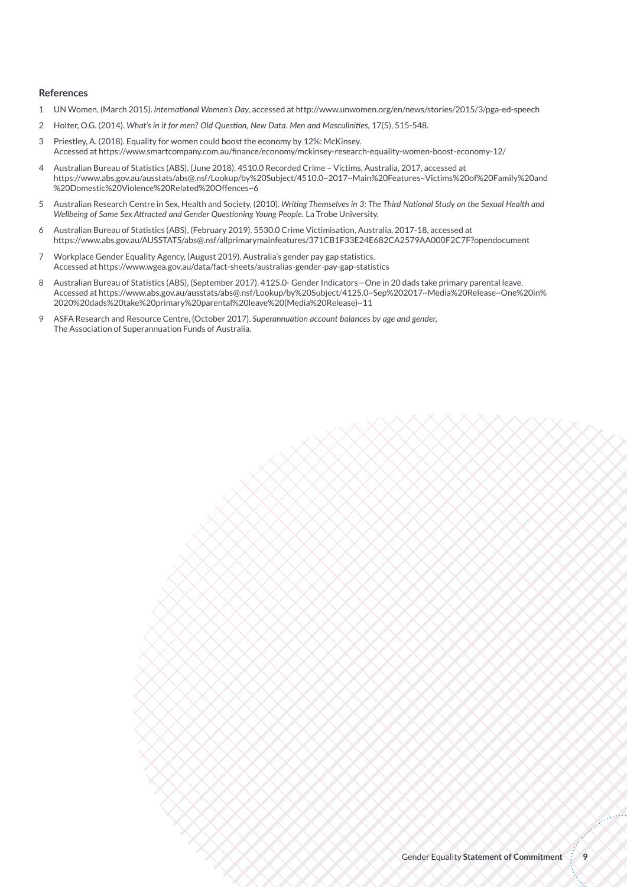### References

1. UN Women, (March 2015). *International Women's Day*, accessed at http://www.unwomen.org/en/news/stories/2015/3/pga-ed-speech
2. Holter, O.G. (2014). *What's in it for men? Old Question, New Data. Men and Masculinities*, 17(5), 515-548.
3. Priestley, A. (2018). Equality for women could boost the economy by 12%: McKinsey. Accessed at https://www.smartcompany.com.au/finance/economy/mckinsey-research-equality-women-boost-economy-12/
4. Australian Bureau of Statistics (ABS), (June 2018). 4510.0 Recorded Crime – Victims, Australia, 2017, accessed at https://www.abs.gov.au/ausstats/abs@.nsf/Lookup/by%20Subject/4510.0~2017~Main%20Features~Victims%20of%20Family%20and%20Domestic%20Violence%20Related%20Offences~6
5. Australian Research Centre in Sex, Health and Society, (2010). *Writing Themselves in 3: The Third National Study on the Sexual Health and Wellbeing of Same Sex Attracted and Gender Questioning Young People.* La Trobe University.
6. Australian Bureau of Statistics (ABS), (February 2019). 5530.0 Crime Victimisation, Australia, 2017-18, accessed at https://www.abs.gov.au/AUSSTATS/abs@.nsf/allprimarymainfeatures/371CB1F33E24E682CA2579AA000F2C7F?opendocument
7. Workplace Gender Equality Agency, (August 2019). Australia's gender pay gap statistics. Accessed at https://www.wgea.gov.au/data/fact-sheets/australias-gender-pay-gap-statistics
8. Australian Bureau of Statistics (ABS), (September 2017). 4125.0- Gender Indicators—One in 20 dads take primary parental leave. Accessed at https://www.abs.gov.au/ausstats/abs@.nsf/Lookup/by%20Subject/4125.0~Sep%202017~Media%20Release~One%20in%2020%20dads%20take%20primary%20parental%20leave%20(Media%20Release)~11
9. ASFA Research and Resource Centre, (October 2017). *Superannuation account balances by age and gender*, The Association of Superannuation Funds of Australia.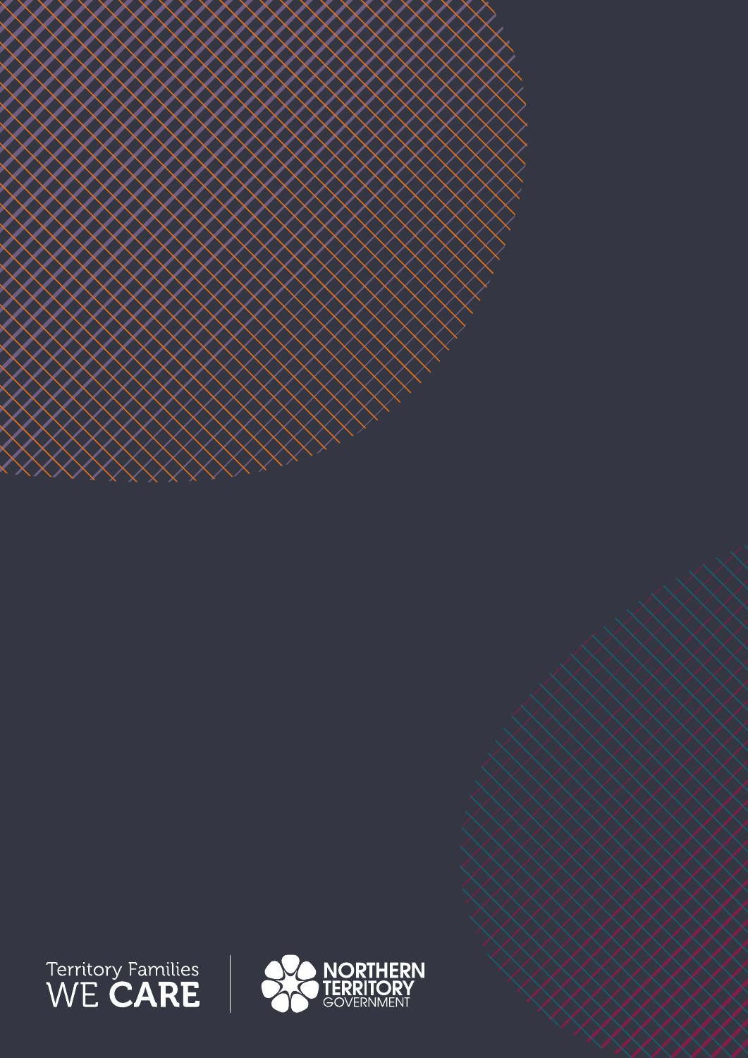Territory Families
WE CARE

NORTHERN
TERRITORY
GOVERNMENT